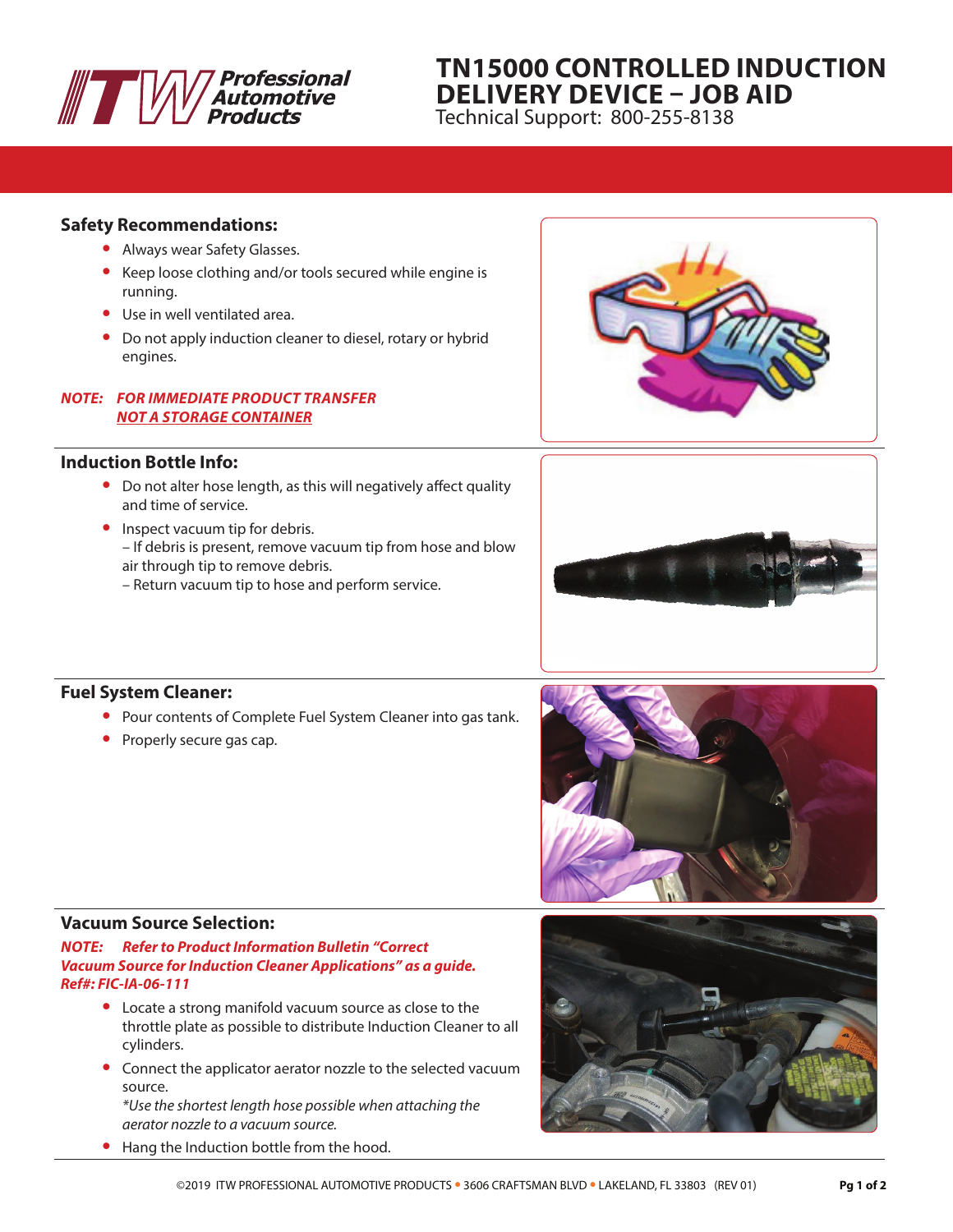# TN15000 CONTROLLED INDUCTION DELIVERY DEVICE – JOB AID

Technical Support: 800-255-8138

## Safety Recommendations:

- Always wear Safety Glasses.
- Keep loose clothing and/or tools secured while engine is running.
- Use in well ventilated area.
- Do not apply induction cleaner to diesel, rotary or hybrid engines.

***NOTE: FOR IMMEDIATE PRODUCT TRANSFER <u>NOT A STORAGE CONTAINER</u>***

## Induction Bottle Info:

- Do not alter hose length, as this will negatively affect quality and time of service.
- Inspect vacuum tip for debris.
  – If debris is present, remove vacuum tip from hose and blow air through tip to remove debris.
  – Return vacuum tip to hose and perform service.

## Fuel System Cleaner:

- Pour contents of Complete Fuel System Cleaner into gas tank.
- Properly secure gas cap.

## Vacuum Source Selection:

***NOTE: Refer to Product Information Bulletin "Correct Vacuum Source for Induction Cleaner Applications" as a guide. Ref#: FIC-IA-06-111***

- Locate a strong manifold vacuum source as close to the throttle plate as possible to distribute Induction Cleaner to all cylinders.
- Connect the applicator aerator nozzle to the selected vacuum source.
  *\*Use the shortest length hose possible when attaching the aerator nozzle to a vacuum source.*
- Hang the Induction bottle from the hood.

©2019 ITW PROFESSIONAL AUTOMOTIVE PRODUCTS • 3606 CRAFTSMAN BLVD • LAKELAND, FL 33803 (REV 01)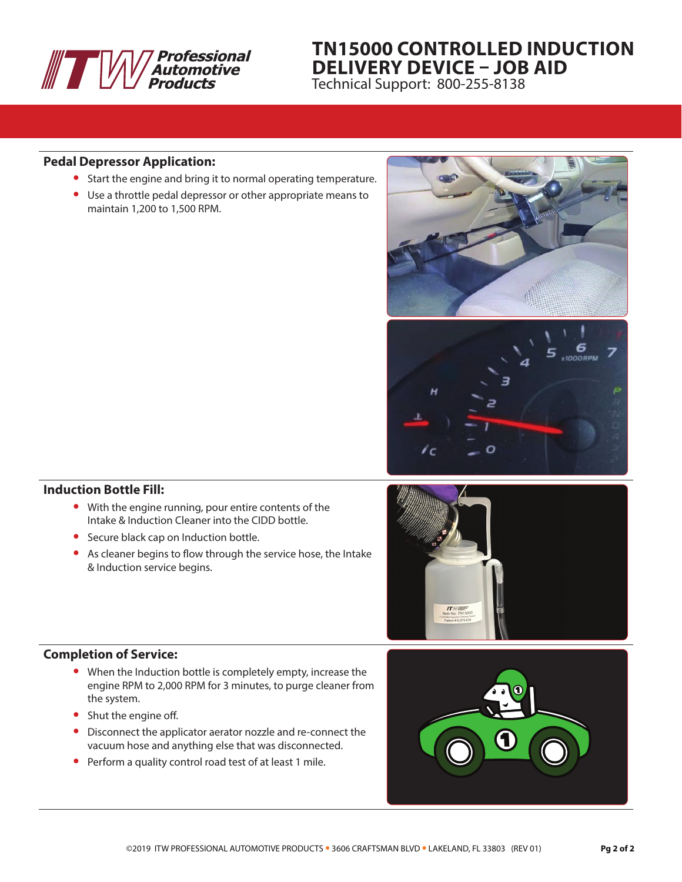# TN15000 CONTROLLED INDUCTION DELIVERY DEVICE – JOB AID

Technical Support: 800-255-8138

## Pedal Depressor Application:

- Start the engine and bring it to normal operating temperature.
- Use a throttle pedal depressor or other appropriate means to maintain 1,200 to 1,500 RPM.

## Induction Bottle Fill:

- With the engine running, pour entire contents of the Intake & Induction Cleaner into the CIDD bottle.
- Secure black cap on Induction bottle.
- As cleaner begins to flow through the service hose, the Intake & Induction service begins.

## Completion of Service:

- When the Induction bottle is completely empty, increase the engine RPM to 2,000 RPM for 3 minutes, to purge cleaner from the system.
- Shut the engine off.
- Disconnect the applicator aerator nozzle and re-connect the vacuum hose and anything else that was disconnected.
- Perform a quality control road test of at least 1 mile.

©2019 ITW PROFESSIONAL AUTOMOTIVE PRODUCTS • 3606 CRAFTSMAN BLVD • LAKELAND, FL 33803 (REV 01)